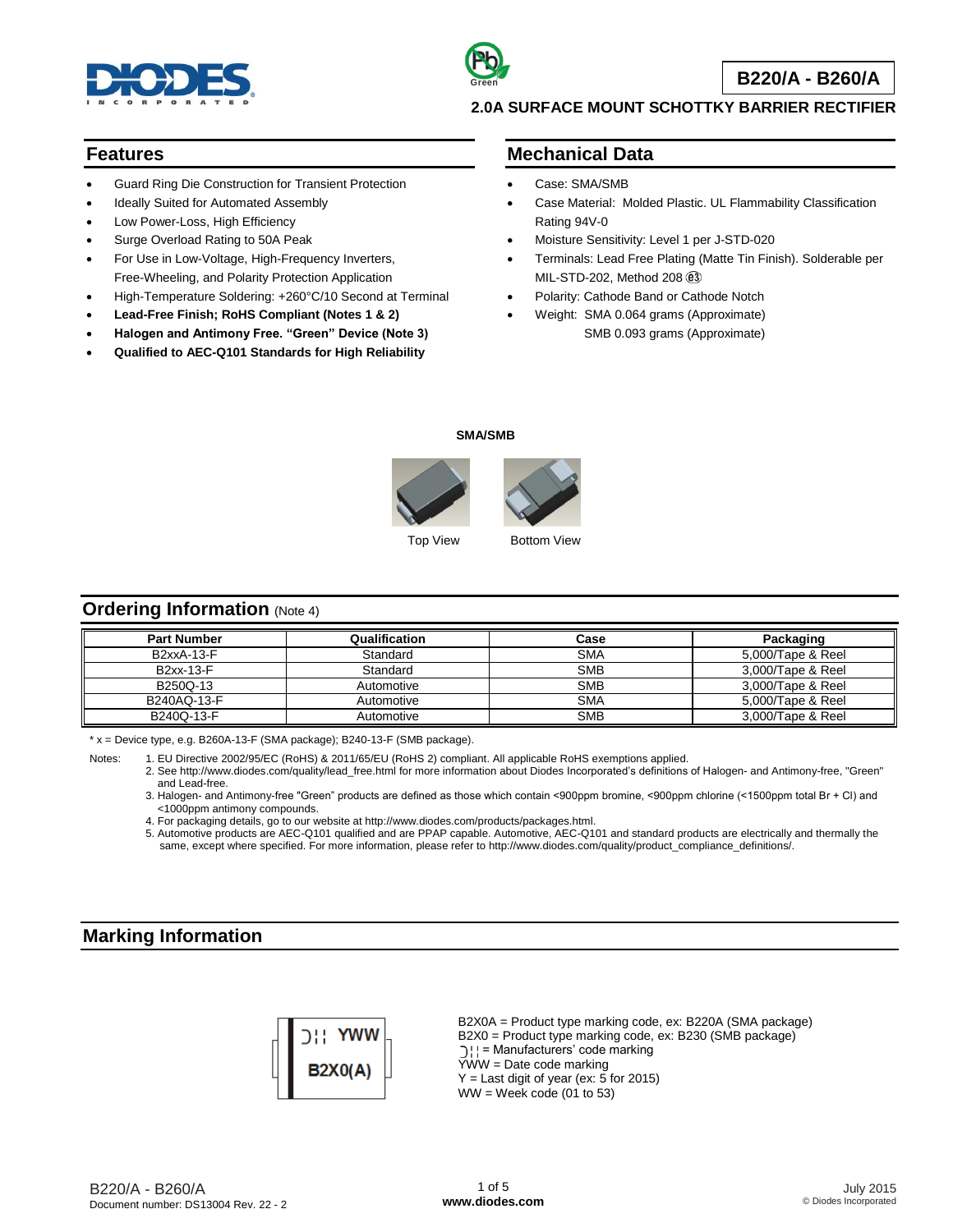# B220/A - B260/A

## 2.0A SURFACE MOUNT SCHOTTKY BARRIER RECTIFIER

## Features

- Guard Ring Die Construction for Transient Protection
- Ideally Suited for Automated Assembly
- Low Power-Loss, High Efficiency
- Surge Overload Rating to 50A Peak
- For Use in Low-Voltage, High-Frequency Inverters, Free-Wheeling, and Polarity Protection Application
- High-Temperature Soldering: +260°C/10 Second at Terminal
- **Lead-Free Finish; RoHS Compliant (Notes 1 & 2)**
- **Halogen and Antimony Free. "Green" Device (Note 3)**
- **Qualified to AEC-Q101 Standards for High Reliability**

## Mechanical Data

- Case: SMA/SMB
- Case Material: Molded Plastic. UL Flammability Classification Rating 94V-0
- Moisture Sensitivity: Level 1 per J-STD-020
- Terminals: Lead Free Plating (Matte Tin Finish). Solderable per MIL-STD-202, Method 208 e3
- Polarity: Cathode Band or Cathode Notch
- Weight: SMA 0.064 grams (Approximate)
  SMB 0.093 grams (Approximate)

**SMA/SMB**

Top View   Bottom View

## Ordering Information (Note 4)

| Part Number | Qualification | Case | Packaging |
|---|---|---|---|
| B2xxA-13-F | Standard | SMA | 5,000/Tape & Reel |
| B2xx-13-F | Standard | SMB | 3,000/Tape & Reel |
| B250Q-13 | Automotive | SMB | 3,000/Tape & Reel |
| B240AQ-13-F | Automotive | SMA | 5,000/Tape & Reel |
| B240Q-13-F | Automotive | SMB | 3,000/Tape & Reel |

* x = Device type, e.g. B260A-13-F (SMA package); B240-13-F (SMB package).

Notes:
1. EU Directive 2002/95/EC (RoHS) & 2011/65/EU (RoHS 2) compliant. All applicable RoHS exemptions applied.
2. See http://www.diodes.com/quality/lead_free.html for more information about Diodes Incorporated's definitions of Halogen- and Antimony-free, "Green" and Lead-free.
3. Halogen- and Antimony-free "Green" products are defined as those which contain <900ppm bromine, <900ppm chlorine (<1500ppm total Br + Cl) and <1000ppm antimony compounds.
4. For packaging details, go to our website at http://www.diodes.com/products/packages.html.
5. Automotive products are AEC-Q101 qualified and are PPAP capable. Automotive, AEC-Q101 and standard products are electrically and thermally the same, except where specified. For more information, please refer to http://www.diodes.com/quality/product_compliance_definitions/.

## Marking Information

YWW
B2X0(A)

B2X0A = Product type marking code, ex: B220A (SMA package)
B2X0 = Product type marking code, ex: B230 (SMB package)
= Manufacturers' code marking
YWW = Date code marking
Y = Last digit of year (ex: 5 for 2015)
WW = Week code (01 to 53)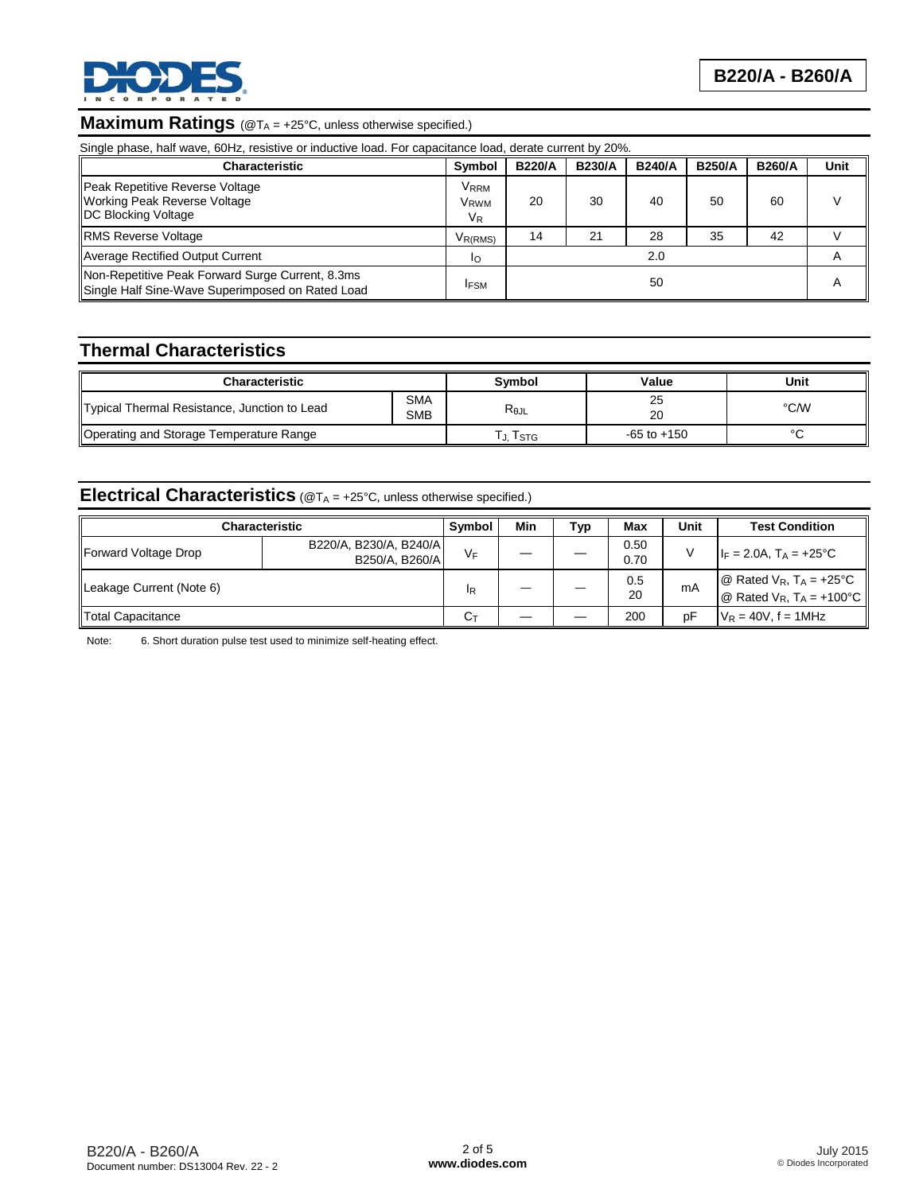## Maximum Ratings (@$T_A$ = +25°C, unless otherwise specified.)

Single phase, half wave, 60Hz, resistive or inductive load. For capacitance load, derate current by 20%.

| Characteristic | Symbol | B220/A | B230/A | B240/A | B250/A | B260/A | Unit |
|---|---|---|---|---|---|---|---|
| Peak Repetitive Reverse Voltage<br>Working Peak Reverse Voltage<br>DC Blocking Voltage | $V_{RRM}$<br>$V_{RWM}$<br>$V_R$ | 20 | 30 | 40 | 50 | 60 | V |
| RMS Reverse Voltage | $V_{R(RMS)}$ | 14 | 21 | 28 | 35 | 42 | V |
| Average Rectified Output Current | $I_O$ | 2.0 | | | | | A |
| Non-Repetitive Peak Forward Surge Current, 8.3ms Single Half Sine-Wave Superimposed on Rated Load | $I_{FSM}$ | 50 | | | | | A |

## Thermal Characteristics

| Characteristic | | Symbol | Value | Unit |
|---|---|---|---|---|
| Typical Thermal Resistance, Junction to Lead | SMA<br>SMB | $R_{\theta JL}$ | 25<br>20 | °C/W |
| Operating and Storage Temperature Range | | $T_J, T_{STG}$ | -65 to +150 | °C |

## Electrical Characteristics (@$T_A$ = +25°C, unless otherwise specified.)

| Characteristic | | Symbol | Min | Typ | Max | Unit | Test Condition |
|---|---|---|---|---|---|---|---|
| Forward Voltage Drop | B220/A, B230/A, B240/A<br>B250/A, B260/A | $V_F$ | — | — | 0.50<br>0.70 | V | $I_F$ = 2.0A, $T_A$ = +25°C |
| Leakage Current (Note 6) | | $I_R$ | — | — | 0.5<br>20 | mA | @ Rated $V_R$, $T_A$ = +25°C<br>@ Rated $V_R$, $T_A$ = +100°C |
| Total Capacitance | | $C_T$ | — | — | 200 | pF | $V_R$ = 40V, f = 1MHz |

Note: 6. Short duration pulse test used to minimize self-heating effect.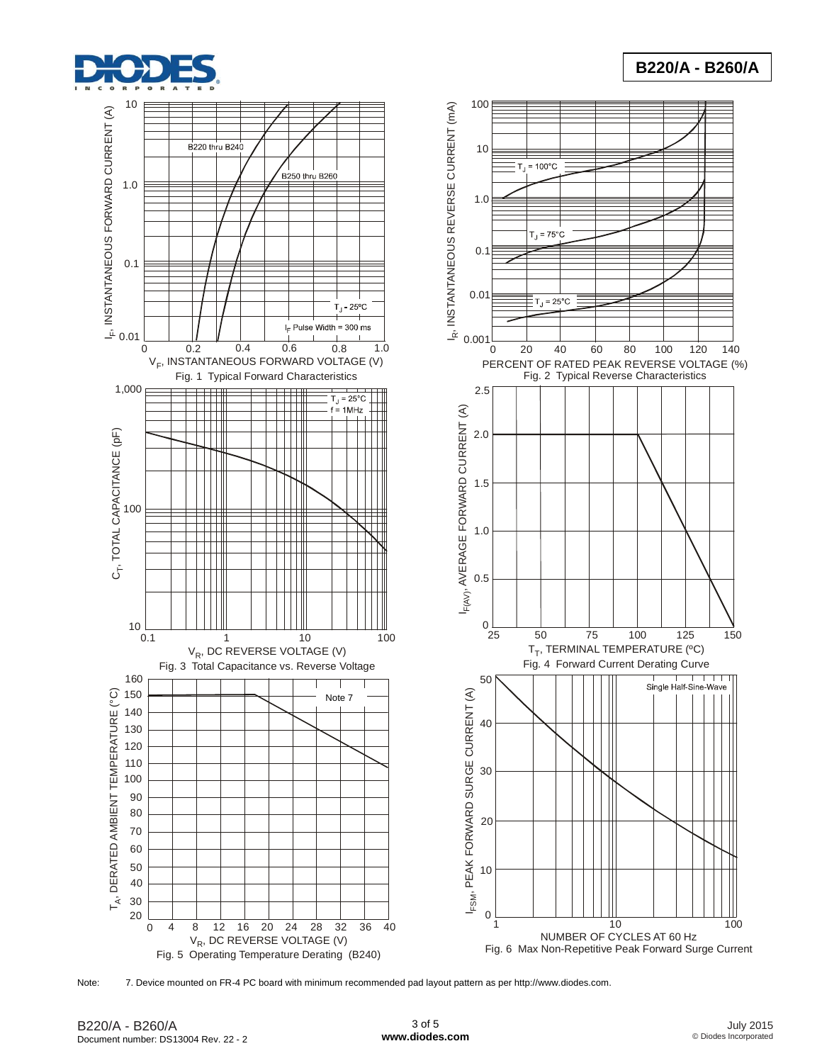Fig. 1 Typical Forward Characteristics

Fig. 2 Typical Reverse Characteristics

Fig. 3 Total Capacitance vs. Reverse Voltage

Fig. 4 Forward Current Derating Curve

Fig. 5 Operating Temperature Derating (B240)

Fig. 6 Max Non-Repetitive Peak Forward Surge Current

Note: 7. Device mounted on FR-4 PC board with minimum recommended pad layout pattern as per http://www.diodes.com.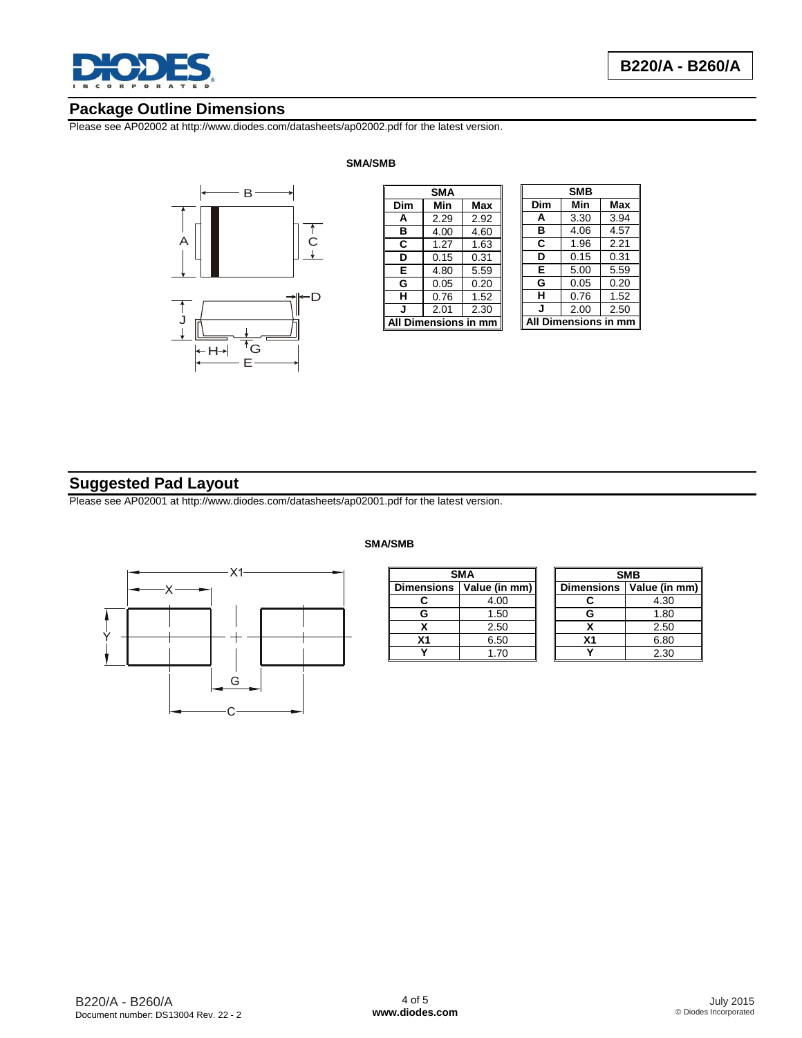## Package Outline Dimensions

Please see AP02002 at http://www.diodes.com/datasheets/ap02002.pdf for the latest version.

**SMA/SMB**

| SMA | | |
|---|---|---|
| **Dim** | **Min** | **Max** |
| **A** | 2.29 | 2.92 |
| **B** | 4.00 | 4.60 |
| **C** | 1.27 | 1.63 |
| **D** | 0.15 | 0.31 |
| **E** | 4.80 | 5.59 |
| **G** | 0.05 | 0.20 |
| **H** | 0.76 | 1.52 |
| **J** | 2.01 | 2.30 |
| **All Dimensions in mm** | | |

| SMB | | |
|---|---|---|
| **Dim** | **Min** | **Max** |
| **A** | 3.30 | 3.94 |
| **B** | 4.06 | 4.57 |
| **C** | 1.96 | 2.21 |
| **D** | 0.15 | 0.31 |
| **E** | 5.00 | 5.59 |
| **G** | 0.05 | 0.20 |
| **H** | 0.76 | 1.52 |
| **J** | 2.00 | 2.50 |
| **All Dimensions in mm** | | |

## Suggested Pad Layout

Please see AP02001 at http://www.diodes.com/datasheets/ap02001.pdf for the latest version.

**SMA/SMB**

| SMA | |
|---|---|
| **Dimensions** | **Value (in mm)** |
| **C** | 4.00 |
| **G** | 1.50 |
| **X** | 2.50 |
| **X1** | 6.50 |
| **Y** | 1.70 |

| SMB | |
|---|---|
| **Dimensions** | **Value (in mm)** |
| **C** | 4.30 |
| **G** | 1.80 |
| **X** | 2.50 |
| **X1** | 6.80 |
| **Y** | 2.30 |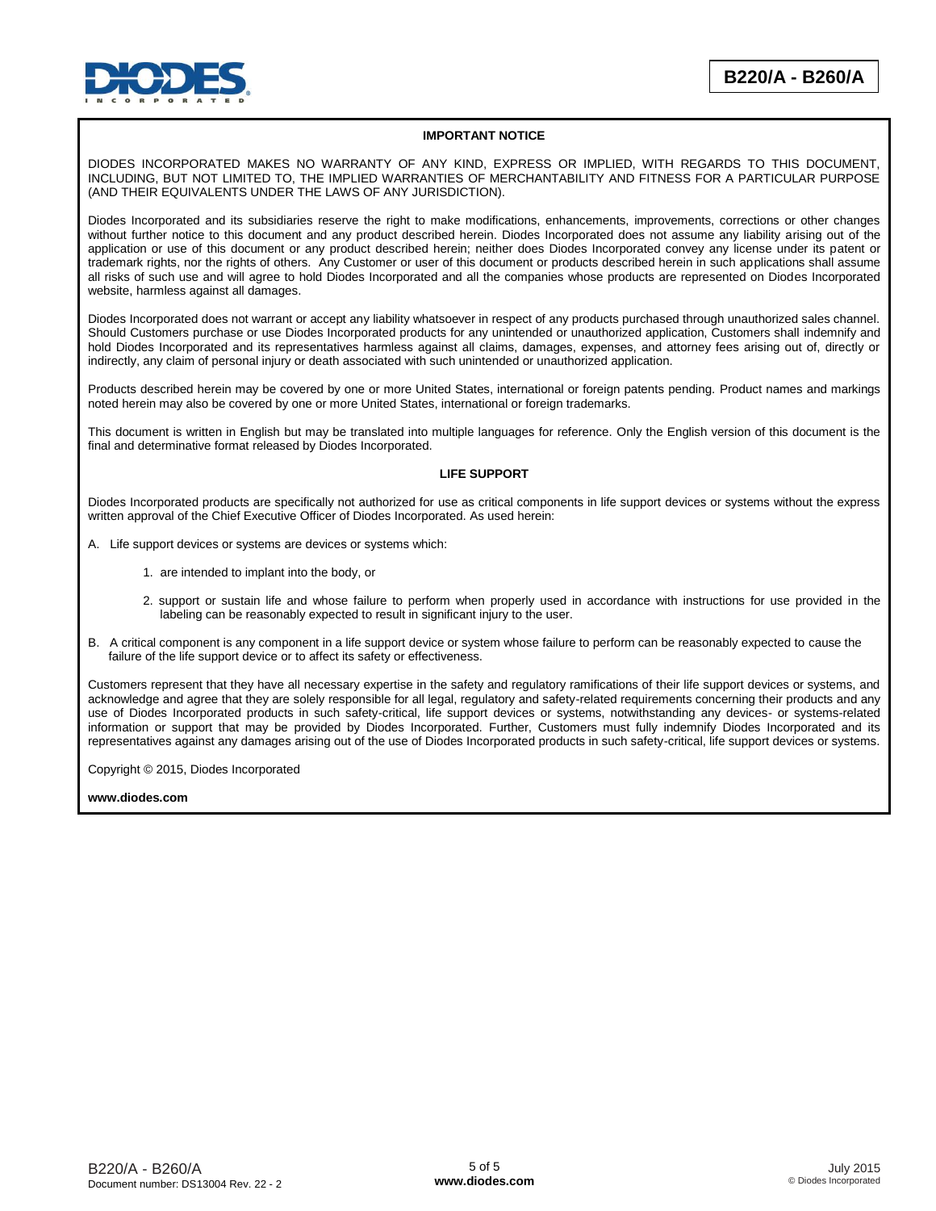## IMPORTANT NOTICE

DIODES INCORPORATED MAKES NO WARRANTY OF ANY KIND, EXPRESS OR IMPLIED, WITH REGARDS TO THIS DOCUMENT, INCLUDING, BUT NOT LIMITED TO, THE IMPLIED WARRANTIES OF MERCHANTABILITY AND FITNESS FOR A PARTICULAR PURPOSE (AND THEIR EQUIVALENTS UNDER THE LAWS OF ANY JURISDICTION).

Diodes Incorporated and its subsidiaries reserve the right to make modifications, enhancements, improvements, corrections or other changes without further notice to this document and any product described herein. Diodes Incorporated does not assume any liability arising out of the application or use of this document or any product described herein; neither does Diodes Incorporated convey any license under its patent or trademark rights, nor the rights of others. Any Customer or user of this document or products described herein in such applications shall assume all risks of such use and will agree to hold Diodes Incorporated and all the companies whose products are represented on Diodes Incorporated website, harmless against all damages.

Diodes Incorporated does not warrant or accept any liability whatsoever in respect of any products purchased through unauthorized sales channel. Should Customers purchase or use Diodes Incorporated products for any unintended or unauthorized application, Customers shall indemnify and hold Diodes Incorporated and its representatives harmless against all claims, damages, expenses, and attorney fees arising out of, directly or indirectly, any claim of personal injury or death associated with such unintended or unauthorized application.

Products described herein may be covered by one or more United States, international or foreign patents pending. Product names and markings noted herein may also be covered by one or more United States, international or foreign trademarks.

This document is written in English but may be translated into multiple languages for reference. Only the English version of this document is the final and determinative format released by Diodes Incorporated.

## LIFE SUPPORT

Diodes Incorporated products are specifically not authorized for use as critical components in life support devices or systems without the express written approval of the Chief Executive Officer of Diodes Incorporated. As used herein:

A. Life support devices or systems are devices or systems which:

1. are intended to implant into the body, or
2. support or sustain life and whose failure to perform when properly used in accordance with instructions for use provided in the labeling can be reasonably expected to result in significant injury to the user.

B. A critical component is any component in a life support device or system whose failure to perform can be reasonably expected to cause the failure of the life support device or to affect its safety or effectiveness.

Customers represent that they have all necessary expertise in the safety and regulatory ramifications of their life support devices or systems, and acknowledge and agree that they are solely responsible for all legal, regulatory and safety-related requirements concerning their products and any use of Diodes Incorporated products in such safety-critical, life support devices or systems, notwithstanding any devices- or systems-related information or support that may be provided by Diodes Incorporated. Further, Customers must fully indemnify Diodes Incorporated and its representatives against any damages arising out of the use of Diodes Incorporated products in such safety-critical, life support devices or systems.

Copyright © 2015, Diodes Incorporated

**www.diodes.com**